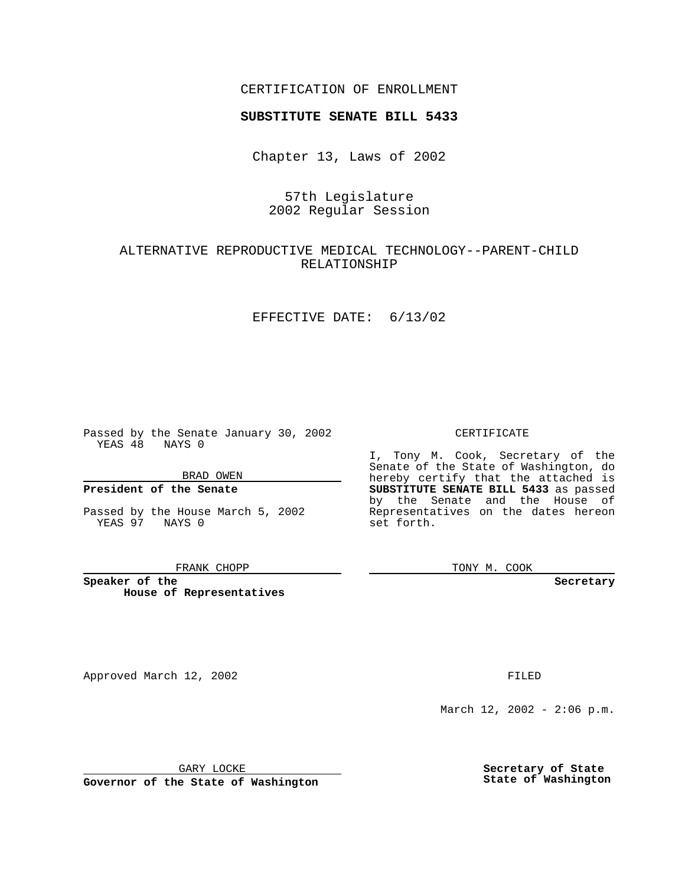CERTIFICATION OF ENROLLMENT

**SUBSTITUTE SENATE BILL 5433**

Chapter 13, Laws of 2002

57th Legislature
2002 Regular Session

ALTERNATIVE REPRODUCTIVE MEDICAL TECHNOLOGY--PARENT-CHILD RELATIONSHIP

EFFECTIVE DATE: 6/13/02

Passed by the Senate January 30, 2002
YEAS 48 NAYS 0

BRAD OWEN

**President of the Senate**

Passed by the House March 5, 2002
YEAS 97 NAYS 0

FRANK CHOPP

**Speaker of the House of Representatives**

CERTIFICATE

I, Tony M. Cook, Secretary of the Senate of the State of Washington, do hereby certify that the attached is **SUBSTITUTE SENATE BILL 5433** as passed by the Senate and the House of Representatives on the dates hereon set forth.

TONY M. COOK

**Secretary**

Approved March 12, 2002

GARY LOCKE

**Governor of the State of Washington**

FILED

March 12, 2002 - 2:06 p.m.

**Secretary of State**
**State of Washington**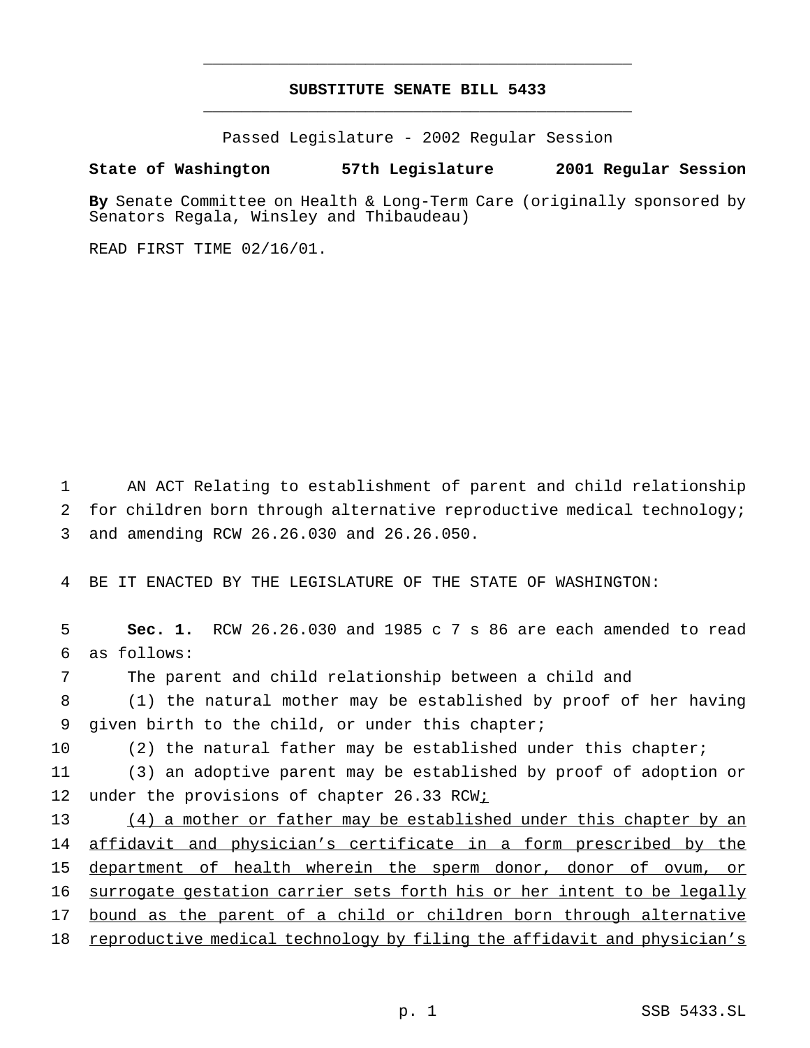**SUBSTITUTE SENATE BILL 5433**

Passed Legislature - 2002 Regular Session

**State of Washington 57th Legislature 2001 Regular Session**

**By** Senate Committee on Health & Long-Term Care (originally sponsored by Senators Regala, Winsley and Thibaudeau)

READ FIRST TIME 02/16/01.

1 AN ACT Relating to establishment of parent and child relationship
2 for children born through alternative reproductive medical technology;
3 and amending RCW 26.26.030 and 26.26.050.

4 BE IT ENACTED BY THE LEGISLATURE OF THE STATE OF WASHINGTON:

5 **Sec. 1.** RCW 26.26.030 and 1985 c 7 s 86 are each amended to read
6 as follows:
7 The parent and child relationship between a child and
8 (1) the natural mother may be established by proof of her having
9 given birth to the child, or under this chapter;
10 (2) the natural father may be established under this chapter;
11 (3) an adoptive parent may be established by proof of adoption or
12 under the provisions of chapter 26.33 RCW<u>;</u>
13 <u>(4) a mother or father may be established under this chapter by an</u>
14 <u>affidavit and physician's certificate in a form prescribed by the</u>
15 <u>department of health wherein the sperm donor, donor of ovum, or</u>
16 <u>surrogate gestation carrier sets forth his or her intent to be legally</u>
17 <u>bound as the parent of a child or children born through alternative</u>
18 <u>reproductive medical technology by filing the affidavit and physician's</u>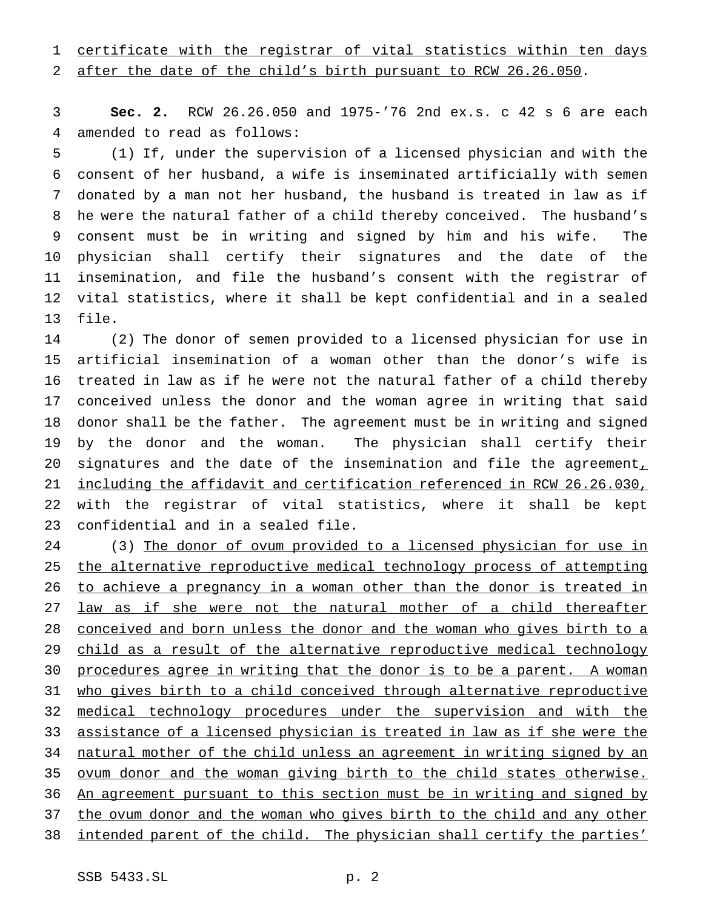certificate with the registrar of vital statistics within ten days after the date of the child's birth pursuant to RCW 26.26.050.

**Sec. 2.** RCW 26.26.050 and 1975-'76 2nd ex.s. c 42 s 6 are each amended to read as follows:

(1) If, under the supervision of a licensed physician and with the consent of her husband, a wife is inseminated artificially with semen donated by a man not her husband, the husband is treated in law as if he were the natural father of a child thereby conceived. The husband's consent must be in writing and signed by him and his wife. The physician shall certify their signatures and the date of the insemination, and file the husband's consent with the registrar of vital statistics, where it shall be kept confidential and in a sealed file.

(2) The donor of semen provided to a licensed physician for use in artificial insemination of a woman other than the donor's wife is treated in law as if he were not the natural father of a child thereby conceived unless the donor and the woman agree in writing that said donor shall be the father. The agreement must be in writing and signed by the donor and the woman. The physician shall certify their signatures and the date of the insemination and file the agreement, including the affidavit and certification referenced in RCW 26.26.030, with the registrar of vital statistics, where it shall be kept confidential and in a sealed file.

(3) The donor of ovum provided to a licensed physician for use in the alternative reproductive medical technology process of attempting to achieve a pregnancy in a woman other than the donor is treated in law as if she were not the natural mother of a child thereafter conceived and born unless the donor and the woman who gives birth to a child as a result of the alternative reproductive medical technology procedures agree in writing that the donor is to be a parent. A woman who gives birth to a child conceived through alternative reproductive medical technology procedures under the supervision and with the assistance of a licensed physician is treated in law as if she were the natural mother of the child unless an agreement in writing signed by an ovum donor and the woman giving birth to the child states otherwise. An agreement pursuant to this section must be in writing and signed by the ovum donor and the woman who gives birth to the child and any other intended parent of the child. The physician shall certify the parties'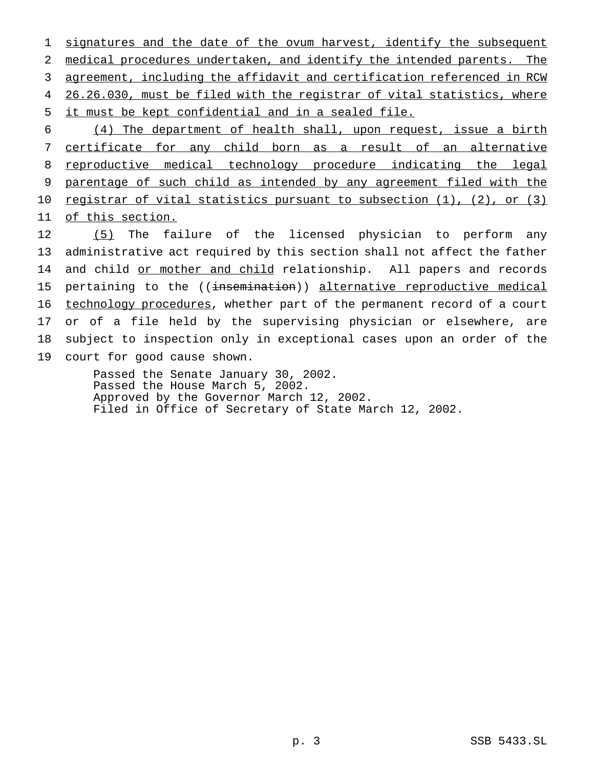signatures and the date of the ovum harvest, identify the subsequent medical procedures undertaken, and identify the intended parents. The agreement, including the affidavit and certification referenced in RCW 26.26.030, must be filed with the registrar of vital statistics, where it must be kept confidential and in a sealed file.

(4) The department of health shall, upon request, issue a birth certificate for any child born as a result of an alternative reproductive medical technology procedure indicating the legal parentage of such child as intended by any agreement filed with the registrar of vital statistics pursuant to subsection (1), (2), or (3) of this section.

(5) The failure of the licensed physician to perform any administrative act required by this section shall not affect the father and child or mother and child relationship. All papers and records pertaining to the ((~~insemination~~)) alternative reproductive medical technology procedures, whether part of the permanent record of a court or of a file held by the supervising physician or elsewhere, are subject to inspection only in exceptional cases upon an order of the court for good cause shown.

Passed the Senate January 30, 2002.
Passed the House March 5, 2002.
Approved by the Governor March 12, 2002.
Filed in Office of Secretary of State March 12, 2002.